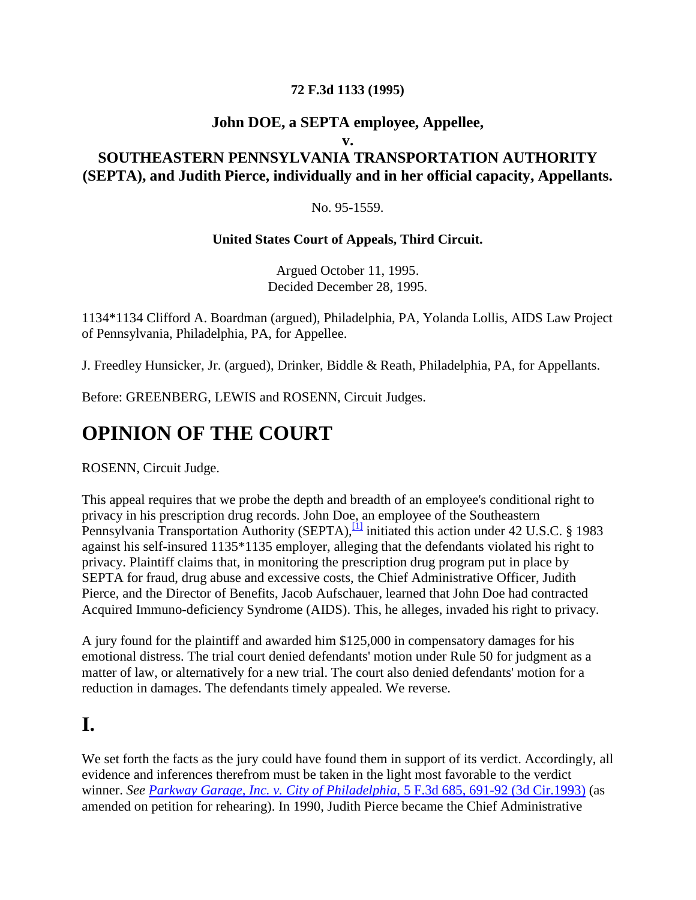**72 F.3d 1133 (1995)**

## John DOE, a SEPTA employee, Appellee,
## v.
## SOUTHEASTERN PENNSYLVANIA TRANSPORTATION AUTHORITY (SEPTA), and Judith Pierce, individually and in her official capacity, Appellants.

No. 95-1559.

**United States Court of Appeals, Third Circuit.**

Argued October 11, 1995.
Decided December 28, 1995.

1134*1134 Clifford A. Boardman (argued), Philadelphia, PA, Yolanda Lollis, AIDS Law Project of Pennsylvania, Philadelphia, PA, for Appellee.

J. Freedley Hunsicker, Jr. (argued), Drinker, Biddle & Reath, Philadelphia, PA, for Appellants.

Before: GREENBERG, LEWIS and ROSENN, Circuit Judges.

# OPINION OF THE COURT

ROSENN, Circuit Judge.

This appeal requires that we probe the depth and breadth of an employee's conditional right to privacy in his prescription drug records. John Doe, an employee of the Southeastern Pennsylvania Transportation Authority (SEPTA),[1] initiated this action under 42 U.S.C. § 1983 against his self-insured 1135*1135 employer, alleging that the defendants violated his right to privacy. Plaintiff claims that, in monitoring the prescription drug program put in place by SEPTA for fraud, drug abuse and excessive costs, the Chief Administrative Officer, Judith Pierce, and the Director of Benefits, Jacob Aufschauer, learned that John Doe had contracted Acquired Immuno-deficiency Syndrome (AIDS). This, he alleges, invaded his right to privacy.

A jury found for the plaintiff and awarded him $125,000 in compensatory damages for his emotional distress. The trial court denied defendants' motion under Rule 50 for judgment as a matter of law, or alternatively for a new trial. The court also denied defendants' motion for a reduction in damages. The defendants timely appealed. We reverse.

# I.

We set forth the facts as the jury could have found them in support of its verdict. Accordingly, all evidence and inferences therefrom must be taken in the light most favorable to the verdict winner. *See Parkway Garage, Inc. v. City of Philadelphia,* 5 F.3d 685, 691-92 (3d Cir.1993) (as amended on petition for rehearing). In 1990, Judith Pierce became the Chief Administrative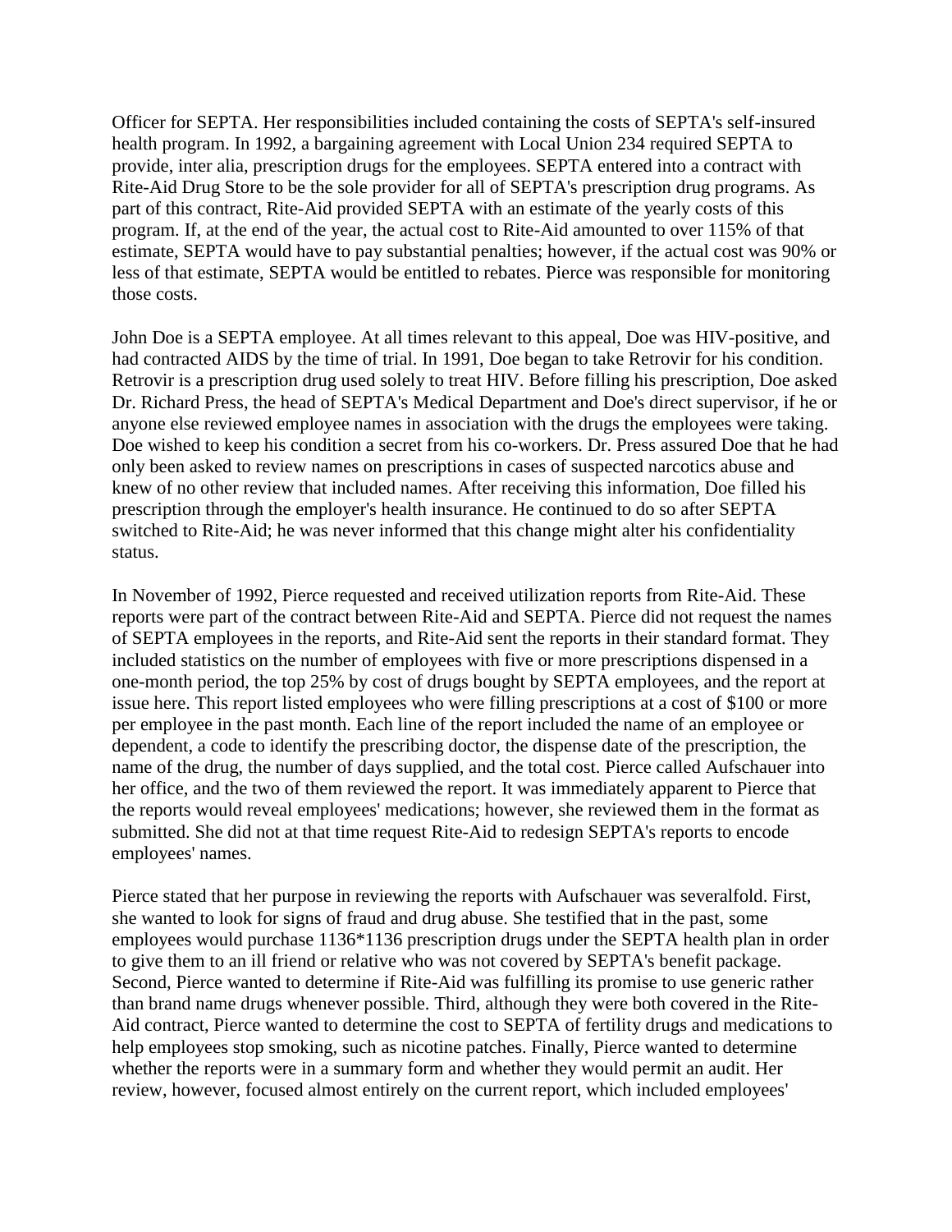Officer for SEPTA. Her responsibilities included containing the costs of SEPTA's self-insured health program. In 1992, a bargaining agreement with Local Union 234 required SEPTA to provide, inter alia, prescription drugs for the employees. SEPTA entered into a contract with Rite-Aid Drug Store to be the sole provider for all of SEPTA's prescription drug programs. As part of this contract, Rite-Aid provided SEPTA with an estimate of the yearly costs of this program. If, at the end of the year, the actual cost to Rite-Aid amounted to over 115% of that estimate, SEPTA would have to pay substantial penalties; however, if the actual cost was 90% or less of that estimate, SEPTA would be entitled to rebates. Pierce was responsible for monitoring those costs.

John Doe is a SEPTA employee. At all times relevant to this appeal, Doe was HIV-positive, and had contracted AIDS by the time of trial. In 1991, Doe began to take Retrovir for his condition. Retrovir is a prescription drug used solely to treat HIV. Before filling his prescription, Doe asked Dr. Richard Press, the head of SEPTA's Medical Department and Doe's direct supervisor, if he or anyone else reviewed employee names in association with the drugs the employees were taking. Doe wished to keep his condition a secret from his co-workers. Dr. Press assured Doe that he had only been asked to review names on prescriptions in cases of suspected narcotics abuse and knew of no other review that included names. After receiving this information, Doe filled his prescription through the employer's health insurance. He continued to do so after SEPTA switched to Rite-Aid; he was never informed that this change might alter his confidentiality status.

In November of 1992, Pierce requested and received utilization reports from Rite-Aid. These reports were part of the contract between Rite-Aid and SEPTA. Pierce did not request the names of SEPTA employees in the reports, and Rite-Aid sent the reports in their standard format. They included statistics on the number of employees with five or more prescriptions dispensed in a one-month period, the top 25% by cost of drugs bought by SEPTA employees, and the report at issue here. This report listed employees who were filling prescriptions at a cost of $100 or more per employee in the past month. Each line of the report included the name of an employee or dependent, a code to identify the prescribing doctor, the dispense date of the prescription, the name of the drug, the number of days supplied, and the total cost. Pierce called Aufschauer into her office, and the two of them reviewed the report. It was immediately apparent to Pierce that the reports would reveal employees' medications; however, she reviewed them in the format as submitted. She did not at that time request Rite-Aid to redesign SEPTA's reports to encode employees' names.

Pierce stated that her purpose in reviewing the reports with Aufschauer was severalfold. First, she wanted to look for signs of fraud and drug abuse. She testified that in the past, some employees would purchase 1136*1136 prescription drugs under the SEPTA health plan in order to give them to an ill friend or relative who was not covered by SEPTA's benefit package. Second, Pierce wanted to determine if Rite-Aid was fulfilling its promise to use generic rather than brand name drugs whenever possible. Third, although they were both covered in the Rite-Aid contract, Pierce wanted to determine the cost to SEPTA of fertility drugs and medications to help employees stop smoking, such as nicotine patches. Finally, Pierce wanted to determine whether the reports were in a summary form and whether they would permit an audit. Her review, however, focused almost entirely on the current report, which included employees'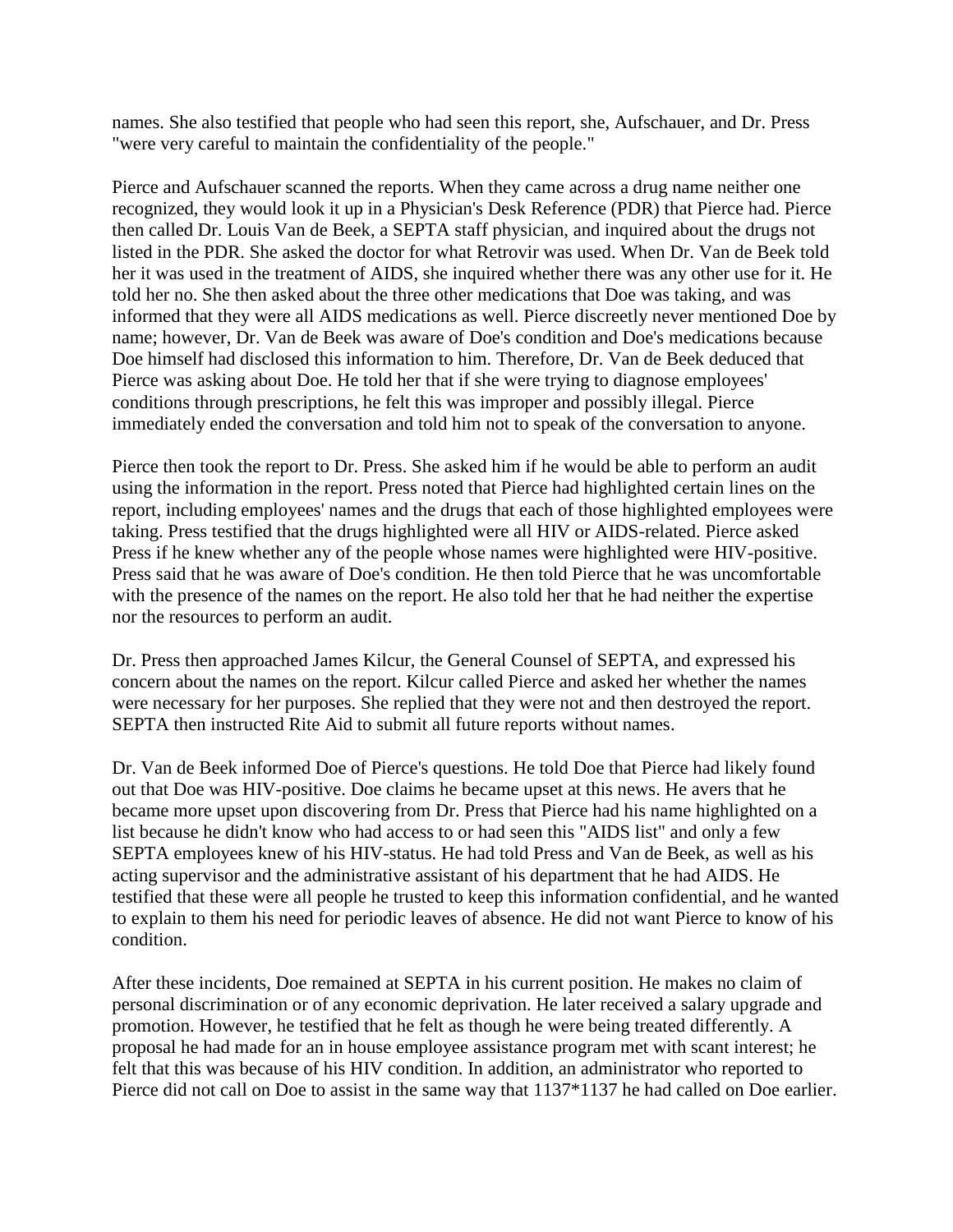names. She also testified that people who had seen this report, she, Aufschauer, and Dr. Press "were very careful to maintain the confidentiality of the people."

Pierce and Aufschauer scanned the reports. When they came across a drug name neither one recognized, they would look it up in a Physician's Desk Reference (PDR) that Pierce had. Pierce then called Dr. Louis Van de Beek, a SEPTA staff physician, and inquired about the drugs not listed in the PDR. She asked the doctor for what Retrovir was used. When Dr. Van de Beek told her it was used in the treatment of AIDS, she inquired whether there was any other use for it. He told her no. She then asked about the three other medications that Doe was taking, and was informed that they were all AIDS medications as well. Pierce discreetly never mentioned Doe by name; however, Dr. Van de Beek was aware of Doe's condition and Doe's medications because Doe himself had disclosed this information to him. Therefore, Dr. Van de Beek deduced that Pierce was asking about Doe. He told her that if she were trying to diagnose employees' conditions through prescriptions, he felt this was improper and possibly illegal. Pierce immediately ended the conversation and told him not to speak of the conversation to anyone.

Pierce then took the report to Dr. Press. She asked him if he would be able to perform an audit using the information in the report. Press noted that Pierce had highlighted certain lines on the report, including employees' names and the drugs that each of those highlighted employees were taking. Press testified that the drugs highlighted were all HIV or AIDS-related. Pierce asked Press if he knew whether any of the people whose names were highlighted were HIV-positive. Press said that he was aware of Doe's condition. He then told Pierce that he was uncomfortable with the presence of the names on the report. He also told her that he had neither the expertise nor the resources to perform an audit.

Dr. Press then approached James Kilcur, the General Counsel of SEPTA, and expressed his concern about the names on the report. Kilcur called Pierce and asked her whether the names were necessary for her purposes. She replied that they were not and then destroyed the report. SEPTA then instructed Rite Aid to submit all future reports without names.

Dr. Van de Beek informed Doe of Pierce's questions. He told Doe that Pierce had likely found out that Doe was HIV-positive. Doe claims he became upset at this news. He avers that he became more upset upon discovering from Dr. Press that Pierce had his name highlighted on a list because he didn't know who had access to or had seen this "AIDS list" and only a few SEPTA employees knew of his HIV-status. He had told Press and Van de Beek, as well as his acting supervisor and the administrative assistant of his department that he had AIDS. He testified that these were all people he trusted to keep this information confidential, and he wanted to explain to them his need for periodic leaves of absence. He did not want Pierce to know of his condition.

After these incidents, Doe remained at SEPTA in his current position. He makes no claim of personal discrimination or of any economic deprivation. He later received a salary upgrade and promotion. However, he testified that he felt as though he were being treated differently. A proposal he had made for an in house employee assistance program met with scant interest; he felt that this was because of his HIV condition. In addition, an administrator who reported to Pierce did not call on Doe to assist in the same way that 1137*1137 he had called on Doe earlier.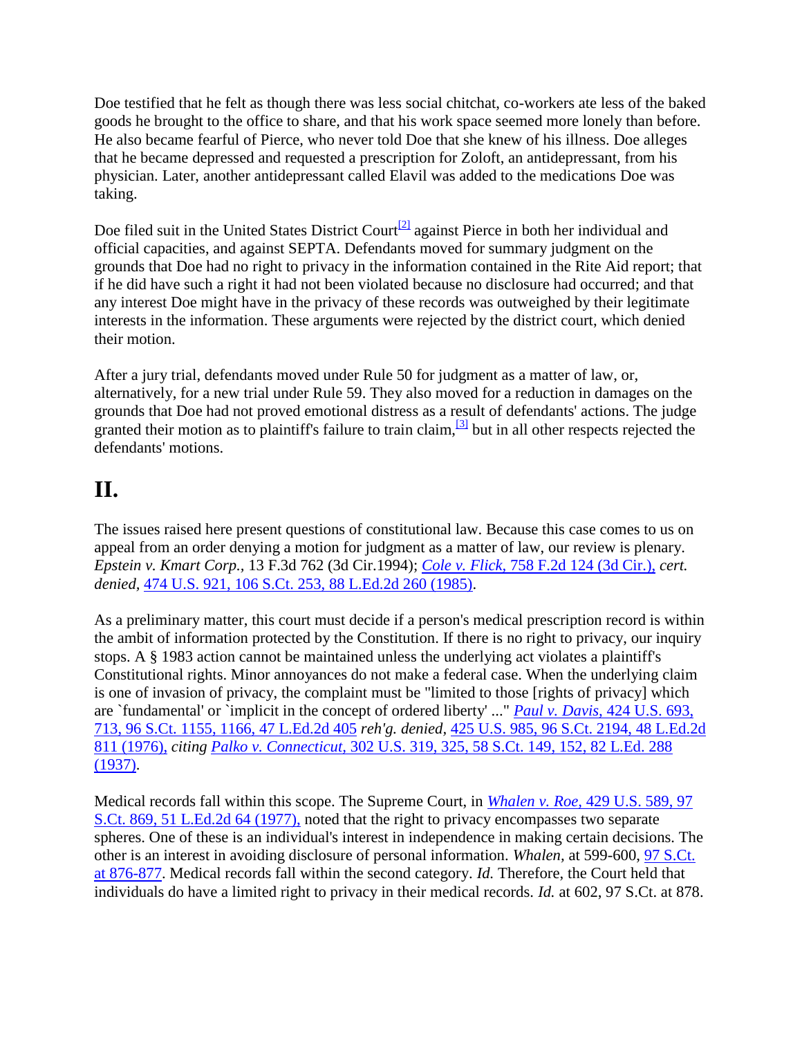Doe testified that he felt as though there was less social chitchat, co-workers ate less of the baked goods he brought to the office to share, and that his work space seemed more lonely than before. He also became fearful of Pierce, who never told Doe that she knew of his illness. Doe alleges that he became depressed and requested a prescription for Zoloft, an antidepressant, from his physician. Later, another antidepressant called Elavil was added to the medications Doe was taking.

Doe filed suit in the United States District Court[2] against Pierce in both her individual and official capacities, and against SEPTA. Defendants moved for summary judgment on the grounds that Doe had no right to privacy in the information contained in the Rite Aid report; that if he did have such a right it had not been violated because no disclosure had occurred; and that any interest Doe might have in the privacy of these records was outweighed by their legitimate interests in the information. These arguments were rejected by the district court, which denied their motion.

After a jury trial, defendants moved under Rule 50 for judgment as a matter of law, or, alternatively, for a new trial under Rule 59. They also moved for a reduction in damages on the grounds that Doe had not proved emotional distress as a result of defendants' actions. The judge granted their motion as to plaintiff's failure to train claim,[3] but in all other respects rejected the defendants' motions.

# II.

The issues raised here present questions of constitutional law. Because this case comes to us on appeal from an order denying a motion for judgment as a matter of law, our review is plenary. *Epstein v. Kmart Corp.*, 13 F.3d 762 (3d Cir.1994); *Cole v. Flick*, 758 F.2d 124 (3d Cir.), *cert. denied*, 474 U.S. 921, 106 S.Ct. 253, 88 L.Ed.2d 260 (1985).

As a preliminary matter, this court must decide if a person's medical prescription record is within the ambit of information protected by the Constitution. If there is no right to privacy, our inquiry stops. A § 1983 action cannot be maintained unless the underlying act violates a plaintiff's Constitutional rights. Minor annoyances do not make a federal case. When the underlying claim is one of invasion of privacy, the complaint must be "limited to those [rights of privacy] which are `fundamental' or `implicit in the concept of ordered liberty' ..." *Paul v. Davis*, 424 U.S. 693, 713, 96 S.Ct. 1155, 1166, 47 L.Ed.2d 405 *reh'g. denied*, 425 U.S. 985, 96 S.Ct. 2194, 48 L.Ed.2d 811 (1976), *citing* *Palko v. Connecticut*, 302 U.S. 319, 325, 58 S.Ct. 149, 152, 82 L.Ed. 288 (1937).

Medical records fall within this scope. The Supreme Court, in *Whalen v. Roe*, 429 U.S. 589, 97 S.Ct. 869, 51 L.Ed.2d 64 (1977), noted that the right to privacy encompasses two separate spheres. One of these is an individual's interest in independence in making certain decisions. The other is an interest in avoiding disclosure of personal information. *Whalen*, at 599-600, 97 S.Ct. at 876-877. Medical records fall within the second category. *Id.* Therefore, the Court held that individuals do have a limited right to privacy in their medical records. *Id.* at 602, 97 S.Ct. at 878.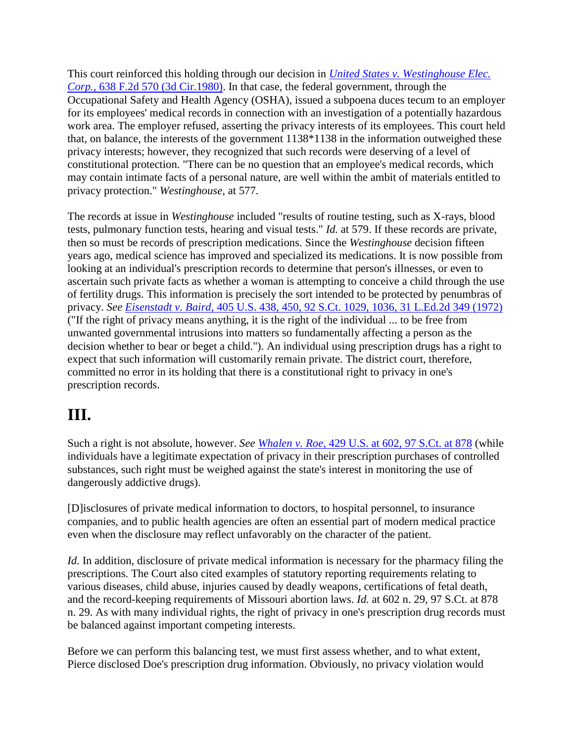This court reinforced this holding through our decision in *United States v. Westinghouse Elec. Corp.,* 638 F.2d 570 (3d Cir.1980). In that case, the federal government, through the Occupational Safety and Health Agency (OSHA), issued a subpoena duces tecum to an employer for its employees' medical records in connection with an investigation of a potentially hazardous work area. The employer refused, asserting the privacy interests of its employees. This court held that, on balance, the interests of the government 1138*1138 in the information outweighed these privacy interests; however, they recognized that such records were deserving of a level of constitutional protection. "There can be no question that an employee's medical records, which may contain intimate facts of a personal nature, are well within the ambit of materials entitled to privacy protection." *Westinghouse,* at 577.

The records at issue in *Westinghouse* included "results of routine testing, such as X-rays, blood tests, pulmonary function tests, hearing and visual tests." *Id.* at 579. If these records are private, then so must be records of prescription medications. Since the *Westinghouse* decision fifteen years ago, medical science has improved and specialized its medications. It is now possible from looking at an individual's prescription records to determine that person's illnesses, or even to ascertain such private facts as whether a woman is attempting to conceive a child through the use of fertility drugs. This information is precisely the sort intended to be protected by penumbras of privacy. *See Eisenstadt v. Baird,* 405 U.S. 438, 450, 92 S.Ct. 1029, 1036, 31 L.Ed.2d 349 (1972) ("If the right of privacy means anything, it is the right of the individual ... to be free from unwanted governmental intrusions into matters so fundamentally affecting a person as the decision whether to bear or beget a child."). An individual using prescription drugs has a right to expect that such information will customarily remain private. The district court, therefore, committed no error in its holding that there is a constitutional right to privacy in one's prescription records.

# III.

Such a right is not absolute, however. *See Whalen v. Roe,* 429 U.S. at 602, 97 S.Ct. at 878 (while individuals have a legitimate expectation of privacy in their prescription purchases of controlled substances, such right must be weighed against the state's interest in monitoring the use of dangerously addictive drugs).

[D]isclosures of private medical information to doctors, to hospital personnel, to insurance companies, and to public health agencies are often an essential part of modern medical practice even when the disclosure may reflect unfavorably on the character of the patient.

*Id.* In addition, disclosure of private medical information is necessary for the pharmacy filing the prescriptions. The Court also cited examples of statutory reporting requirements relating to various diseases, child abuse, injuries caused by deadly weapons, certifications of fetal death, and the record-keeping requirements of Missouri abortion laws. *Id.* at 602 n. 29, 97 S.Ct. at 878 n. 29. As with many individual rights, the right of privacy in one's prescription drug records must be balanced against important competing interests.

Before we can perform this balancing test, we must first assess whether, and to what extent, Pierce disclosed Doe's prescription drug information. Obviously, no privacy violation would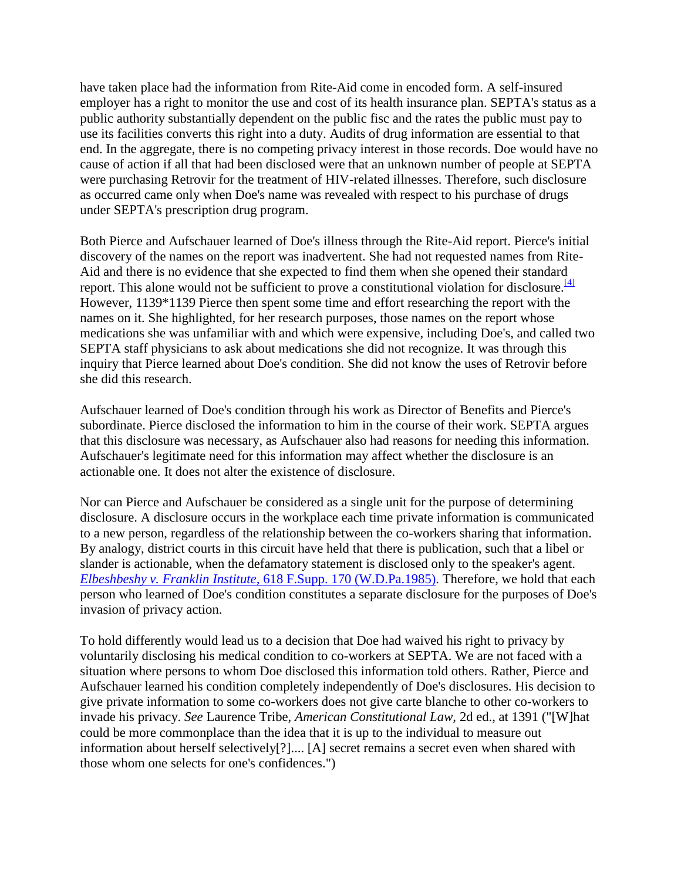have taken place had the information from Rite-Aid come in encoded form. A self-insured employer has a right to monitor the use and cost of its health insurance plan. SEPTA's status as a public authority substantially dependent on the public fisc and the rates the public must pay to use its facilities converts this right into a duty. Audits of drug information are essential to that end. In the aggregate, there is no competing privacy interest in those records. Doe would have no cause of action if all that had been disclosed were that an unknown number of people at SEPTA were purchasing Retrovir for the treatment of HIV-related illnesses. Therefore, such disclosure as occurred came only when Doe's name was revealed with respect to his purchase of drugs under SEPTA's prescription drug program.

Both Pierce and Aufschauer learned of Doe's illness through the Rite-Aid report. Pierce's initial discovery of the names on the report was inadvertent. She had not requested names from Rite-Aid and there is no evidence that she expected to find them when she opened their standard report. This alone would not be sufficient to prove a constitutional violation for disclosure.[4] However, 1139*1139 Pierce then spent some time and effort researching the report with the names on it. She highlighted, for her research purposes, those names on the report whose medications she was unfamiliar with and which were expensive, including Doe's, and called two SEPTA staff physicians to ask about medications she did not recognize. It was through this inquiry that Pierce learned about Doe's condition. She did not know the uses of Retrovir before she did this research.

Aufschauer learned of Doe's condition through his work as Director of Benefits and Pierce's subordinate. Pierce disclosed the information to him in the course of their work. SEPTA argues that this disclosure was necessary, as Aufschauer also had reasons for needing this information. Aufschauer's legitimate need for this information may affect whether the disclosure is an actionable one. It does not alter the existence of disclosure.

Nor can Pierce and Aufschauer be considered as a single unit for the purpose of determining disclosure. A disclosure occurs in the workplace each time private information is communicated to a new person, regardless of the relationship between the co-workers sharing that information. By analogy, district courts in this circuit have held that there is publication, such that a libel or slander is actionable, when the defamatory statement is disclosed only to the speaker's agent. *Elbeshbeshy v. Franklin Institute*, 618 F.Supp. 170 (W.D.Pa.1985). Therefore, we hold that each person who learned of Doe's condition constitutes a separate disclosure for the purposes of Doe's invasion of privacy action.

To hold differently would lead us to a decision that Doe had waived his right to privacy by voluntarily disclosing his medical condition to co-workers at SEPTA. We are not faced with a situation where persons to whom Doe disclosed this information told others. Rather, Pierce and Aufschauer learned his condition completely independently of Doe's disclosures. His decision to give private information to some co-workers does not give carte blanche to other co-workers to invade his privacy. *See* Laurence Tribe, *American Constitutional Law*, 2d ed., at 1391 ("[W]hat could be more commonplace than the idea that it is up to the individual to measure out information about herself selectively[?].... [A] secret remains a secret even when shared with those whom one selects for one's confidences.")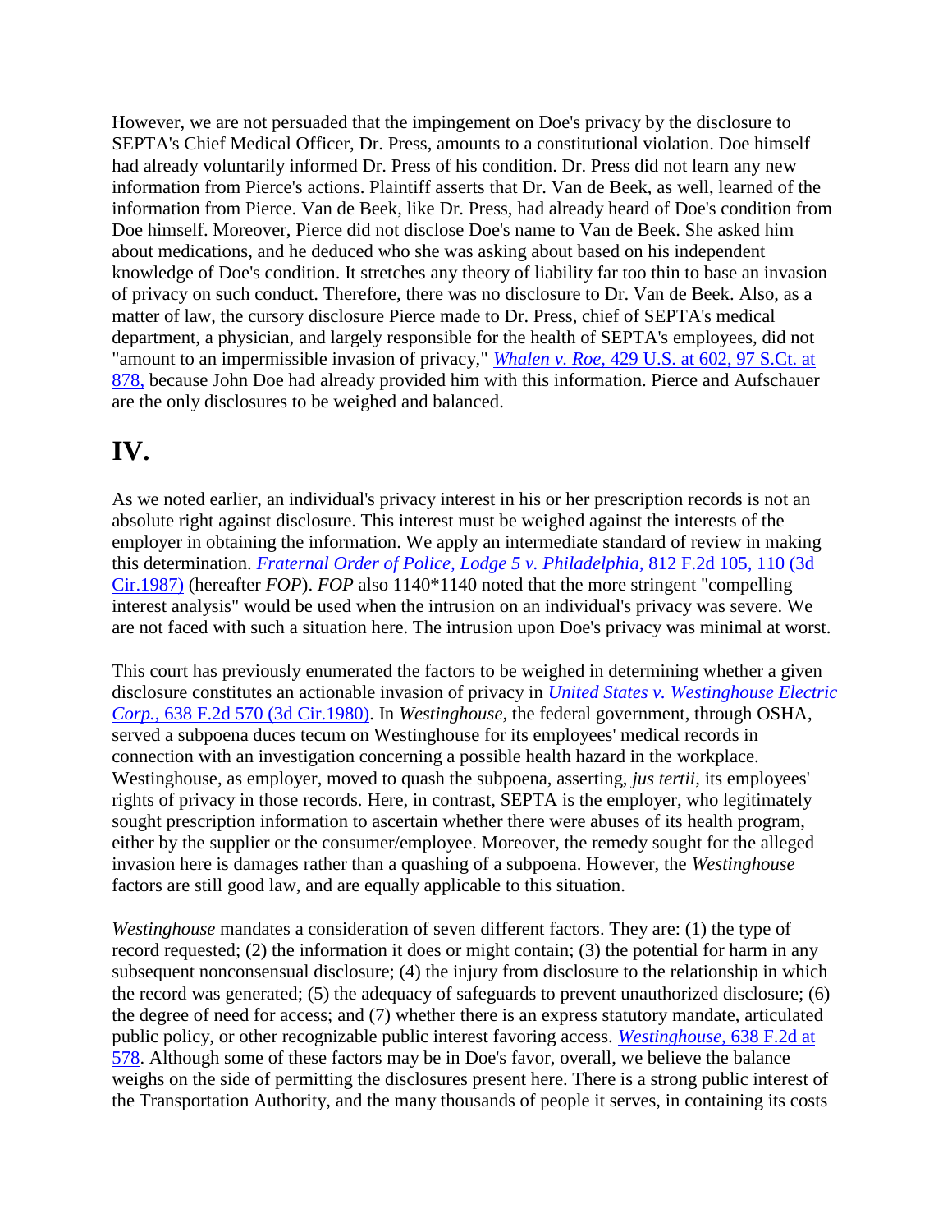However, we are not persuaded that the impingement on Doe's privacy by the disclosure to SEPTA's Chief Medical Officer, Dr. Press, amounts to a constitutional violation. Doe himself had already voluntarily informed Dr. Press of his condition. Dr. Press did not learn any new information from Pierce's actions. Plaintiff asserts that Dr. Van de Beek, as well, learned of the information from Pierce. Van de Beek, like Dr. Press, had already heard of Doe's condition from Doe himself. Moreover, Pierce did not disclose Doe's name to Van de Beek. She asked him about medications, and he deduced who she was asking about based on his independent knowledge of Doe's condition. It stretches any theory of liability far too thin to base an invasion of privacy on such conduct. Therefore, there was no disclosure to Dr. Van de Beek. Also, as a matter of law, the cursory disclosure Pierce made to Dr. Press, chief of SEPTA's medical department, a physician, and largely responsible for the health of SEPTA's employees, did not "amount to an impermissible invasion of privacy," *Whalen v. Roe,* 429 U.S. at 602, 97 S.Ct. at 878, because John Doe had already provided him with this information. Pierce and Aufschauer are the only disclosures to be weighed and balanced.

# IV.

As we noted earlier, an individual's privacy interest in his or her prescription records is not an absolute right against disclosure. This interest must be weighed against the interests of the employer in obtaining the information. We apply an intermediate standard of review in making this determination. *Fraternal Order of Police, Lodge 5 v. Philadelphia,* 812 F.2d 105, 110 (3d Cir.1987) (hereafter *FOP*). *FOP* also 1140*1140 noted that the more stringent "compelling interest analysis" would be used when the intrusion on an individual's privacy was severe. We are not faced with such a situation here. The intrusion upon Doe's privacy was minimal at worst.

This court has previously enumerated the factors to be weighed in determining whether a given disclosure constitutes an actionable invasion of privacy in *United States v. Westinghouse Electric Corp.,* 638 F.2d 570 (3d Cir.1980). In *Westinghouse,* the federal government, through OSHA, served a subpoena duces tecum on Westinghouse for its employees' medical records in connection with an investigation concerning a possible health hazard in the workplace. Westinghouse, as employer, moved to quash the subpoena, asserting, *jus tertii,* its employees' rights of privacy in those records. Here, in contrast, SEPTA is the employer, who legitimately sought prescription information to ascertain whether there were abuses of its health program, either by the supplier or the consumer/employee. Moreover, the remedy sought for the alleged invasion here is damages rather than a quashing of a subpoena. However, the *Westinghouse* factors are still good law, and are equally applicable to this situation.

*Westinghouse* mandates a consideration of seven different factors. They are: (1) the type of record requested; (2) the information it does or might contain; (3) the potential for harm in any subsequent nonconsensual disclosure; (4) the injury from disclosure to the relationship in which the record was generated; (5) the adequacy of safeguards to prevent unauthorized disclosure; (6) the degree of need for access; and (7) whether there is an express statutory mandate, articulated public policy, or other recognizable public interest favoring access. *Westinghouse,* 638 F.2d at 578. Although some of these factors may be in Doe's favor, overall, we believe the balance weighs on the side of permitting the disclosures present here. There is a strong public interest of the Transportation Authority, and the many thousands of people it serves, in containing its costs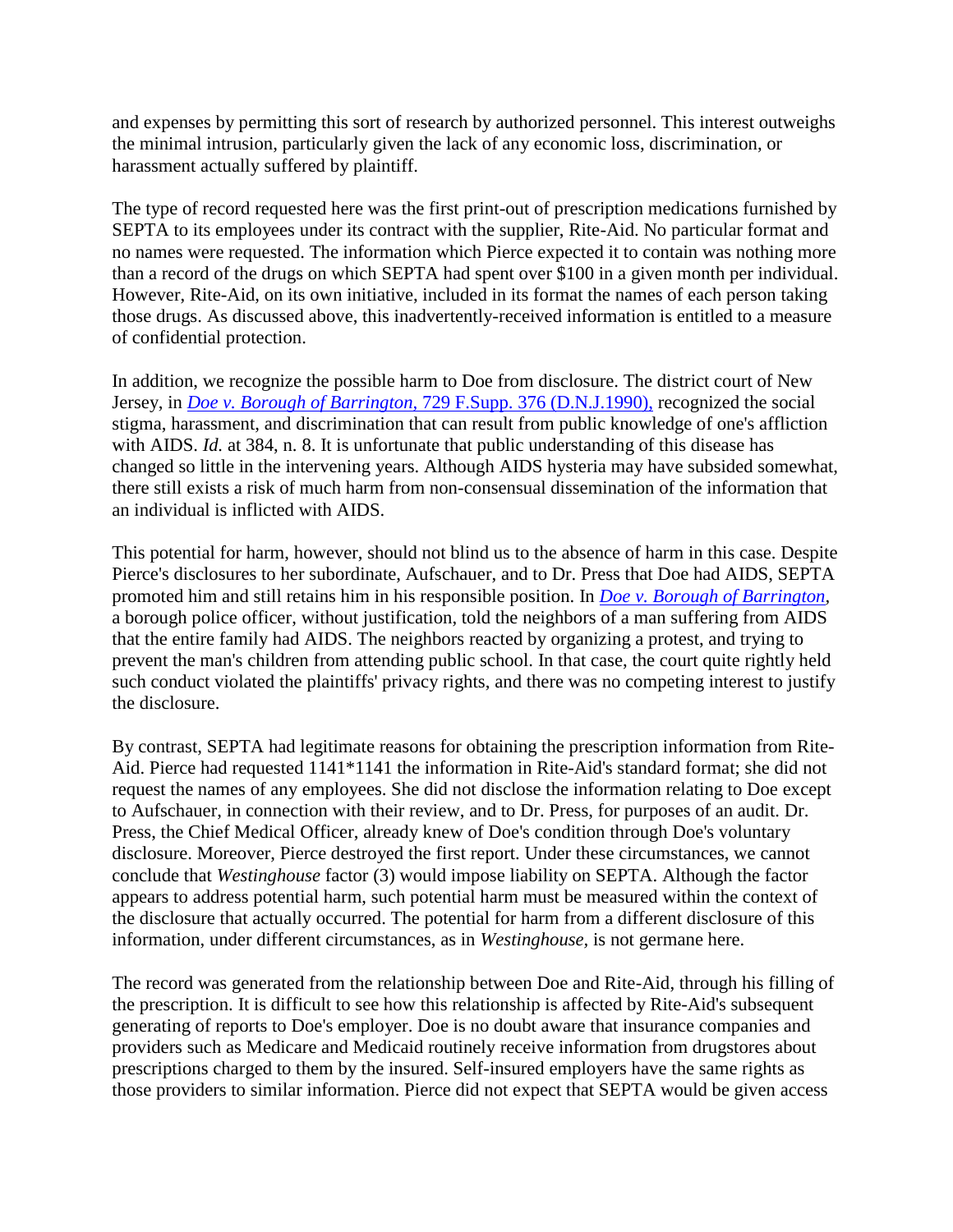and expenses by permitting this sort of research by authorized personnel. This interest outweighs the minimal intrusion, particularly given the lack of any economic loss, discrimination, or harassment actually suffered by plaintiff.

The type of record requested here was the first print-out of prescription medications furnished by SEPTA to its employees under its contract with the supplier, Rite-Aid. No particular format and no names were requested. The information which Pierce expected it to contain was nothing more than a record of the drugs on which SEPTA had spent over $100 in a given month per individual. However, Rite-Aid, on its own initiative, included in its format the names of each person taking those drugs. As discussed above, this inadvertently-received information is entitled to a measure of confidential protection.

In addition, we recognize the possible harm to Doe from disclosure. The district court of New Jersey, in *Doe v. Borough of Barrington,* 729 F.Supp. 376 (D.N.J.1990), recognized the social stigma, harassment, and discrimination that can result from public knowledge of one's affliction with AIDS. *Id.* at 384, n. 8. It is unfortunate that public understanding of this disease has changed so little in the intervening years. Although AIDS hysteria may have subsided somewhat, there still exists a risk of much harm from non-consensual dissemination of the information that an individual is inflicted with AIDS.

This potential for harm, however, should not blind us to the absence of harm in this case. Despite Pierce's disclosures to her subordinate, Aufschauer, and to Dr. Press that Doe had AIDS, SEPTA promoted him and still retains him in his responsible position. In *Doe v. Borough of Barrington,* a borough police officer, without justification, told the neighbors of a man suffering from AIDS that the entire family had AIDS. The neighbors reacted by organizing a protest, and trying to prevent the man's children from attending public school. In that case, the court quite rightly held such conduct violated the plaintiffs' privacy rights, and there was no competing interest to justify the disclosure.

By contrast, SEPTA had legitimate reasons for obtaining the prescription information from Rite-Aid. Pierce had requested 1141*1141 the information in Rite-Aid's standard format; she did not request the names of any employees. She did not disclose the information relating to Doe except to Aufschauer, in connection with their review, and to Dr. Press, for purposes of an audit. Dr. Press, the Chief Medical Officer, already knew of Doe's condition through Doe's voluntary disclosure. Moreover, Pierce destroyed the first report. Under these circumstances, we cannot conclude that *Westinghouse* factor (3) would impose liability on SEPTA. Although the factor appears to address potential harm, such potential harm must be measured within the context of the disclosure that actually occurred. The potential for harm from a different disclosure of this information, under different circumstances, as in *Westinghouse,* is not germane here.

The record was generated from the relationship between Doe and Rite-Aid, through his filling of the prescription. It is difficult to see how this relationship is affected by Rite-Aid's subsequent generating of reports to Doe's employer. Doe is no doubt aware that insurance companies and providers such as Medicare and Medicaid routinely receive information from drugstores about prescriptions charged to them by the insured. Self-insured employers have the same rights as those providers to similar information. Pierce did not expect that SEPTA would be given access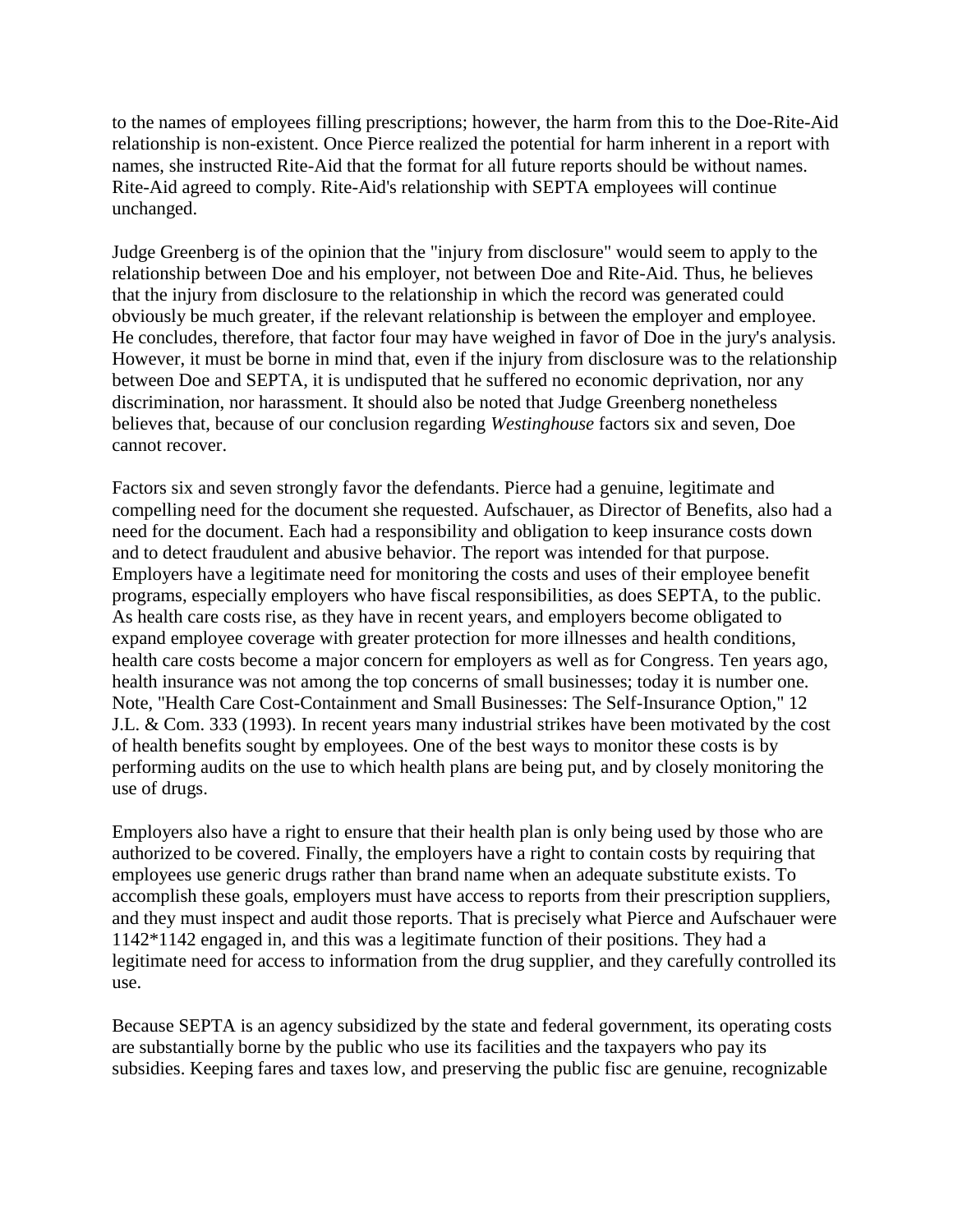to the names of employees filling prescriptions; however, the harm from this to the Doe-Rite-Aid relationship is non-existent. Once Pierce realized the potential for harm inherent in a report with names, she instructed Rite-Aid that the format for all future reports should be without names. Rite-Aid agreed to comply. Rite-Aid's relationship with SEPTA employees will continue unchanged.

Judge Greenberg is of the opinion that the "injury from disclosure" would seem to apply to the relationship between Doe and his employer, not between Doe and Rite-Aid. Thus, he believes that the injury from disclosure to the relationship in which the record was generated could obviously be much greater, if the relevant relationship is between the employer and employee. He concludes, therefore, that factor four may have weighed in favor of Doe in the jury's analysis. However, it must be borne in mind that, even if the injury from disclosure was to the relationship between Doe and SEPTA, it is undisputed that he suffered no economic deprivation, nor any discrimination, nor harassment. It should also be noted that Judge Greenberg nonetheless believes that, because of our conclusion regarding *Westinghouse* factors six and seven, Doe cannot recover.

Factors six and seven strongly favor the defendants. Pierce had a genuine, legitimate and compelling need for the document she requested. Aufschauer, as Director of Benefits, also had a need for the document. Each had a responsibility and obligation to keep insurance costs down and to detect fraudulent and abusive behavior. The report was intended for that purpose. Employers have a legitimate need for monitoring the costs and uses of their employee benefit programs, especially employers who have fiscal responsibilities, as does SEPTA, to the public. As health care costs rise, as they have in recent years, and employers become obligated to expand employee coverage with greater protection for more illnesses and health conditions, health care costs become a major concern for employers as well as for Congress. Ten years ago, health insurance was not among the top concerns of small businesses; today it is number one. Note, "Health Care Cost-Containment and Small Businesses: The Self-Insurance Option," 12 J.L. & Com. 333 (1993). In recent years many industrial strikes have been motivated by the cost of health benefits sought by employees. One of the best ways to monitor these costs is by performing audits on the use to which health plans are being put, and by closely monitoring the use of drugs.

Employers also have a right to ensure that their health plan is only being used by those who are authorized to be covered. Finally, the employers have a right to contain costs by requiring that employees use generic drugs rather than brand name when an adequate substitute exists. To accomplish these goals, employers must have access to reports from their prescription suppliers, and they must inspect and audit those reports. That is precisely what Pierce and Aufschauer were 1142*1142 engaged in, and this was a legitimate function of their positions. They had a legitimate need for access to information from the drug supplier, and they carefully controlled its use.

Because SEPTA is an agency subsidized by the state and federal government, its operating costs are substantially borne by the public who use its facilities and the taxpayers who pay its subsidies. Keeping fares and taxes low, and preserving the public fisc are genuine, recognizable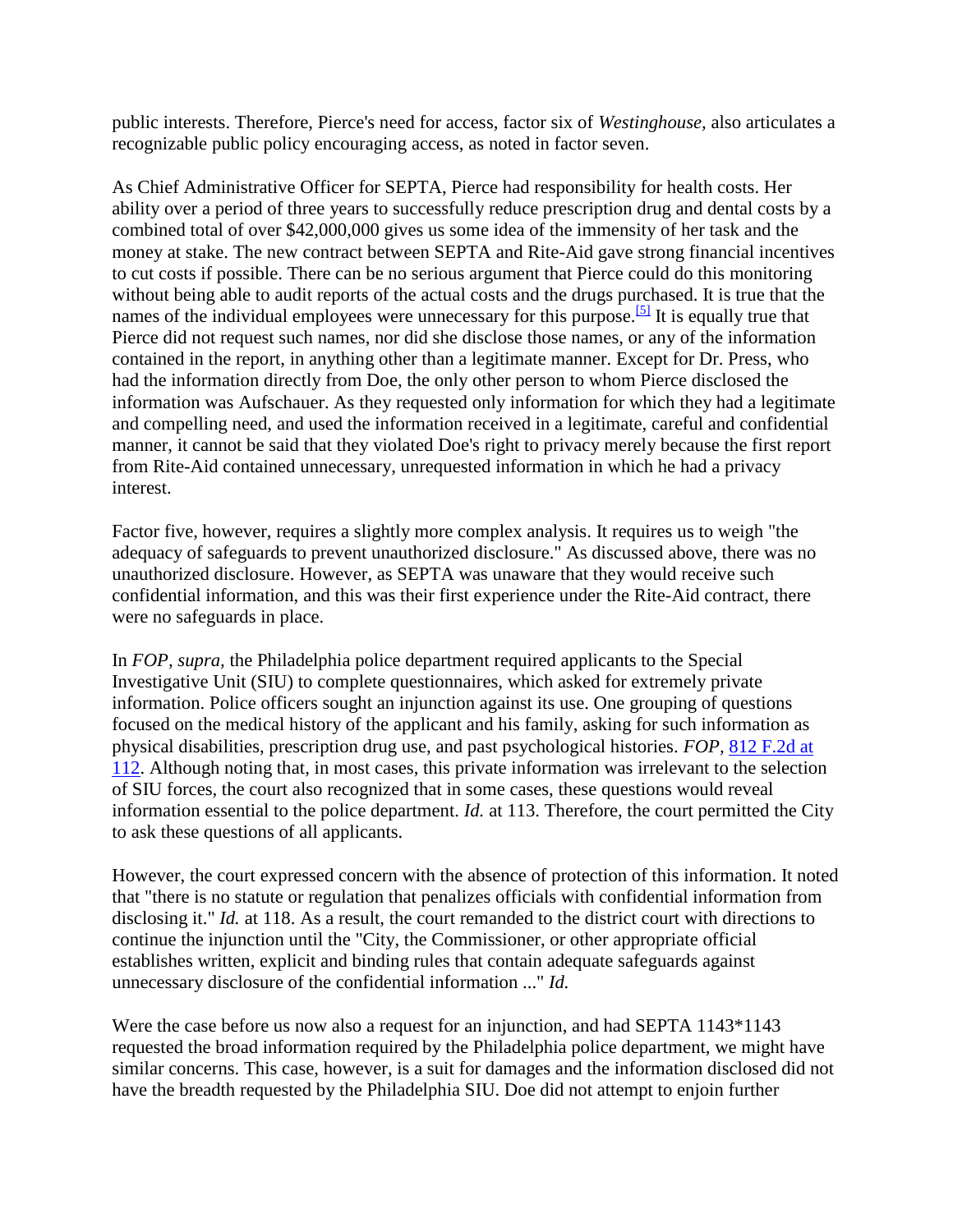public interests. Therefore, Pierce's need for access, factor six of *Westinghouse,* also articulates a recognizable public policy encouraging access, as noted in factor seven.

As Chief Administrative Officer for SEPTA, Pierce had responsibility for health costs. Her ability over a period of three years to successfully reduce prescription drug and dental costs by a combined total of over $42,000,000 gives us some idea of the immensity of her task and the money at stake. The new contract between SEPTA and Rite-Aid gave strong financial incentives to cut costs if possible. There can be no serious argument that Pierce could do this monitoring without being able to audit reports of the actual costs and the drugs purchased. It is true that the names of the individual employees were unnecessary for this purpose.[5] It is equally true that Pierce did not request such names, nor did she disclose those names, or any of the information contained in the report, in anything other than a legitimate manner. Except for Dr. Press, who had the information directly from Doe, the only other person to whom Pierce disclosed the information was Aufschauer. As they requested only information for which they had a legitimate and compelling need, and used the information received in a legitimate, careful and confidential manner, it cannot be said that they violated Doe's right to privacy merely because the first report from Rite-Aid contained unnecessary, unrequested information in which he had a privacy interest.

Factor five, however, requires a slightly more complex analysis. It requires us to weigh "the adequacy of safeguards to prevent unauthorized disclosure." As discussed above, there was no unauthorized disclosure. However, as SEPTA was unaware that they would receive such confidential information, and this was their first experience under the Rite-Aid contract, there were no safeguards in place.

In *FOP, supra,* the Philadelphia police department required applicants to the Special Investigative Unit (SIU) to complete questionnaires, which asked for extremely private information. Police officers sought an injunction against its use. One grouping of questions focused on the medical history of the applicant and his family, asking for such information as physical disabilities, prescription drug use, and past psychological histories. *FOP,* 812 F.2d at 112. Although noting that, in most cases, this private information was irrelevant to the selection of SIU forces, the court also recognized that in some cases, these questions would reveal information essential to the police department. *Id.* at 113. Therefore, the court permitted the City to ask these questions of all applicants.

However, the court expressed concern with the absence of protection of this information. It noted that "there is no statute or regulation that penalizes officials with confidential information from disclosing it." *Id.* at 118. As a result, the court remanded to the district court with directions to continue the injunction until the "City, the Commissioner, or other appropriate official establishes written, explicit and binding rules that contain adequate safeguards against unnecessary disclosure of the confidential information ..." *Id.*

Were the case before us now also a request for an injunction, and had SEPTA 1143*1143 requested the broad information required by the Philadelphia police department, we might have similar concerns. This case, however, is a suit for damages and the information disclosed did not have the breadth requested by the Philadelphia SIU. Doe did not attempt to enjoin further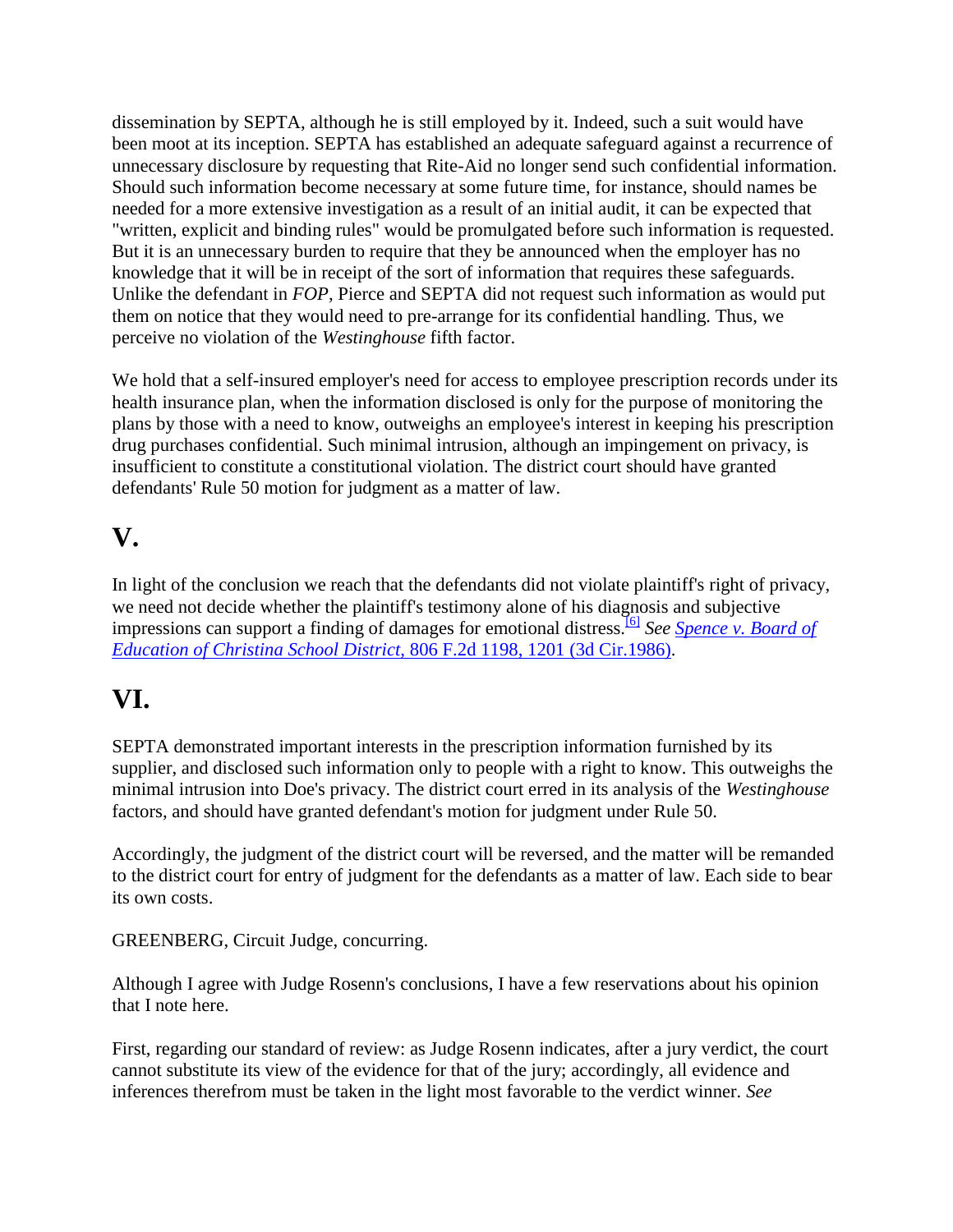dissemination by SEPTA, although he is still employed by it. Indeed, such a suit would have been moot at its inception. SEPTA has established an adequate safeguard against a recurrence of unnecessary disclosure by requesting that Rite-Aid no longer send such confidential information. Should such information become necessary at some future time, for instance, should names be needed for a more extensive investigation as a result of an initial audit, it can be expected that "written, explicit and binding rules" would be promulgated before such information is requested. But it is an unnecessary burden to require that they be announced when the employer has no knowledge that it will be in receipt of the sort of information that requires these safeguards. Unlike the defendant in *FOP*, Pierce and SEPTA did not request such information as would put them on notice that they would need to pre-arrange for its confidential handling. Thus, we perceive no violation of the *Westinghouse* fifth factor.

We hold that a self-insured employer's need for access to employee prescription records under its health insurance plan, when the information disclosed is only for the purpose of monitoring the plans by those with a need to know, outweighs an employee's interest in keeping his prescription drug purchases confidential. Such minimal intrusion, although an impingement on privacy, is insufficient to constitute a constitutional violation. The district court should have granted defendants' Rule 50 motion for judgment as a matter of law.

# V.

In light of the conclusion we reach that the defendants did not violate plaintiff's right of privacy, we need not decide whether the plaintiff's testimony alone of his diagnosis and subjective impressions can support a finding of damages for emotional distress.[6] *See* *Spence v. Board of Education of Christina School District*, 806 F.2d 1198, 1201 (3d Cir.1986).

# VI.

SEPTA demonstrated important interests in the prescription information furnished by its supplier, and disclosed such information only to people with a right to know. This outweighs the minimal intrusion into Doe's privacy. The district court erred in its analysis of the *Westinghouse* factors, and should have granted defendant's motion for judgment under Rule 50.

Accordingly, the judgment of the district court will be reversed, and the matter will be remanded to the district court for entry of judgment for the defendants as a matter of law. Each side to bear its own costs.

GREENBERG, Circuit Judge, concurring.

Although I agree with Judge Rosenn's conclusions, I have a few reservations about his opinion that I note here.

First, regarding our standard of review: as Judge Rosenn indicates, after a jury verdict, the court cannot substitute its view of the evidence for that of the jury; accordingly, all evidence and inferences therefrom must be taken in the light most favorable to the verdict winner. *See*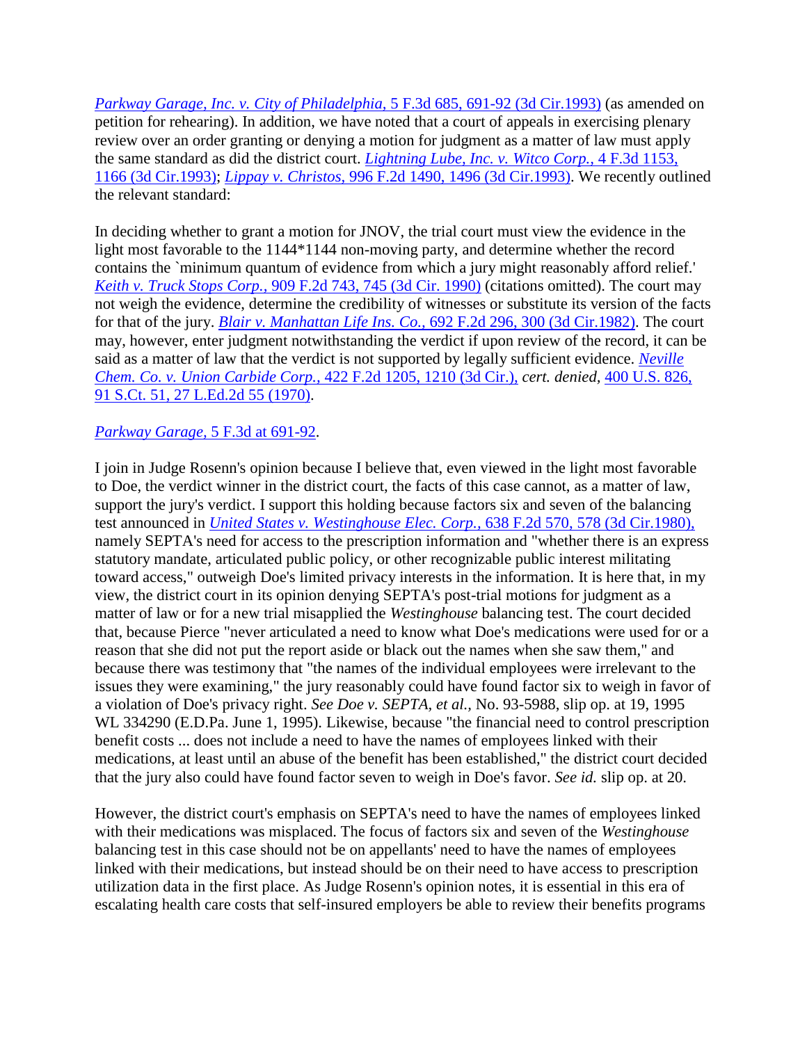*Parkway Garage, Inc. v. City of Philadelphia,* 5 F.3d 685, 691-92 (3d Cir.1993) (as amended on petition for rehearing). In addition, we have noted that a court of appeals in exercising plenary review over an order granting or denying a motion for judgment as a matter of law must apply the same standard as did the district court. *Lightning Lube, Inc. v. Witco Corp.,* 4 F.3d 1153, 1166 (3d Cir.1993); *Lippay v. Christos,* 996 F.2d 1490, 1496 (3d Cir.1993). We recently outlined the relevant standard:

In deciding whether to grant a motion for JNOV, the trial court must view the evidence in the light most favorable to the 1144*1144 non-moving party, and determine whether the record contains the `minimum quantum of evidence from which a jury might reasonably afford relief.' *Keith v. Truck Stops Corp.,* 909 F.2d 743, 745 (3d Cir. 1990) (citations omitted). The court may not weigh the evidence, determine the credibility of witnesses or substitute its version of the facts for that of the jury. *Blair v. Manhattan Life Ins. Co.,* 692 F.2d 296, 300 (3d Cir.1982). The court may, however, enter judgment notwithstanding the verdict if upon review of the record, it can be said as a matter of law that the verdict is not supported by legally sufficient evidence. *Neville Chem. Co. v. Union Carbide Corp.,* 422 F.2d 1205, 1210 (3d Cir.), *cert. denied,* 400 U.S. 826, 91 S.Ct. 51, 27 L.Ed.2d 55 (1970).

*Parkway Garage,* 5 F.3d at 691-92.

I join in Judge Rosenn's opinion because I believe that, even viewed in the light most favorable to Doe, the verdict winner in the district court, the facts of this case cannot, as a matter of law, support the jury's verdict. I support this holding because factors six and seven of the balancing test announced in *United States v. Westinghouse Elec. Corp.,* 638 F.2d 570, 578 (3d Cir.1980), namely SEPTA's need for access to the prescription information and "whether there is an express statutory mandate, articulated public policy, or other recognizable public interest militating toward access," outweigh Doe's limited privacy interests in the information. It is here that, in my view, the district court in its opinion denying SEPTA's post-trial motions for judgment as a matter of law or for a new trial misapplied the *Westinghouse* balancing test. The court decided that, because Pierce "never articulated a need to know what Doe's medications were used for or a reason that she did not put the report aside or black out the names when she saw them," and because there was testimony that "the names of the individual employees were irrelevant to the issues they were examining," the jury reasonably could have found factor six to weigh in favor of a violation of Doe's privacy right. *See Doe v. SEPTA, et al.,* No. 93-5988, slip op. at 19, 1995 WL 334290 (E.D.Pa. June 1, 1995). Likewise, because "the financial need to control prescription benefit costs ... does not include a need to have the names of employees linked with their medications, at least until an abuse of the benefit has been established," the district court decided that the jury also could have found factor seven to weigh in Doe's favor. *See id.* slip op. at 20.

However, the district court's emphasis on SEPTA's need to have the names of employees linked with their medications was misplaced. The focus of factors six and seven of the *Westinghouse* balancing test in this case should not be on appellants' need to have the names of employees linked with their medications, but instead should be on their need to have access to prescription utilization data in the first place. As Judge Rosenn's opinion notes, it is essential in this era of escalating health care costs that self-insured employers be able to review their benefits programs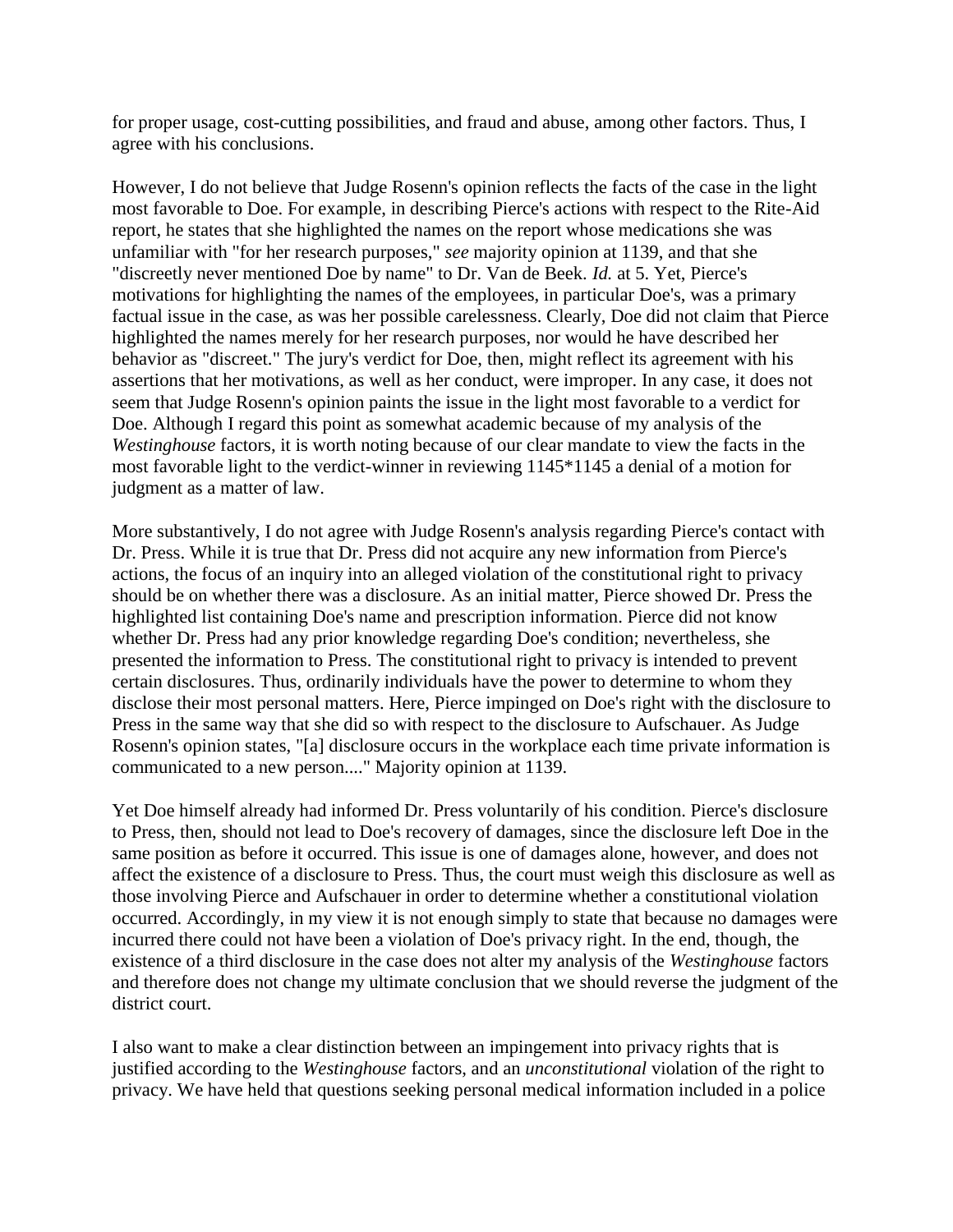for proper usage, cost-cutting possibilities, and fraud and abuse, among other factors. Thus, I agree with his conclusions.

However, I do not believe that Judge Rosenn's opinion reflects the facts of the case in the light most favorable to Doe. For example, in describing Pierce's actions with respect to the Rite-Aid report, he states that she highlighted the names on the report whose medications she was unfamiliar with "for her research purposes," *see* majority opinion at 1139, and that she "discreetly never mentioned Doe by name" to Dr. Van de Beek. *Id.* at 5. Yet, Pierce's motivations for highlighting the names of the employees, in particular Doe's, was a primary factual issue in the case, as was her possible carelessness. Clearly, Doe did not claim that Pierce highlighted the names merely for her research purposes, nor would he have described her behavior as "discreet." The jury's verdict for Doe, then, might reflect its agreement with his assertions that her motivations, as well as her conduct, were improper. In any case, it does not seem that Judge Rosenn's opinion paints the issue in the light most favorable to a verdict for Doe. Although I regard this point as somewhat academic because of my analysis of the *Westinghouse* factors, it is worth noting because of our clear mandate to view the facts in the most favorable light to the verdict-winner in reviewing 1145*1145 a denial of a motion for judgment as a matter of law.

More substantively, I do not agree with Judge Rosenn's analysis regarding Pierce's contact with Dr. Press. While it is true that Dr. Press did not acquire any new information from Pierce's actions, the focus of an inquiry into an alleged violation of the constitutional right to privacy should be on whether there was a disclosure. As an initial matter, Pierce showed Dr. Press the highlighted list containing Doe's name and prescription information. Pierce did not know whether Dr. Press had any prior knowledge regarding Doe's condition; nevertheless, she presented the information to Press. The constitutional right to privacy is intended to prevent certain disclosures. Thus, ordinarily individuals have the power to determine to whom they disclose their most personal matters. Here, Pierce impinged on Doe's right with the disclosure to Press in the same way that she did so with respect to the disclosure to Aufschauer. As Judge Rosenn's opinion states, "[a] disclosure occurs in the workplace each time private information is communicated to a new person...." Majority opinion at 1139.

Yet Doe himself already had informed Dr. Press voluntarily of his condition. Pierce's disclosure to Press, then, should not lead to Doe's recovery of damages, since the disclosure left Doe in the same position as before it occurred. This issue is one of damages alone, however, and does not affect the existence of a disclosure to Press. Thus, the court must weigh this disclosure as well as those involving Pierce and Aufschauer in order to determine whether a constitutional violation occurred. Accordingly, in my view it is not enough simply to state that because no damages were incurred there could not have been a violation of Doe's privacy right. In the end, though, the existence of a third disclosure in the case does not alter my analysis of the *Westinghouse* factors and therefore does not change my ultimate conclusion that we should reverse the judgment of the district court.

I also want to make a clear distinction between an impingement into privacy rights that is justified according to the *Westinghouse* factors, and an *unconstitutional* violation of the right to privacy. We have held that questions seeking personal medical information included in a police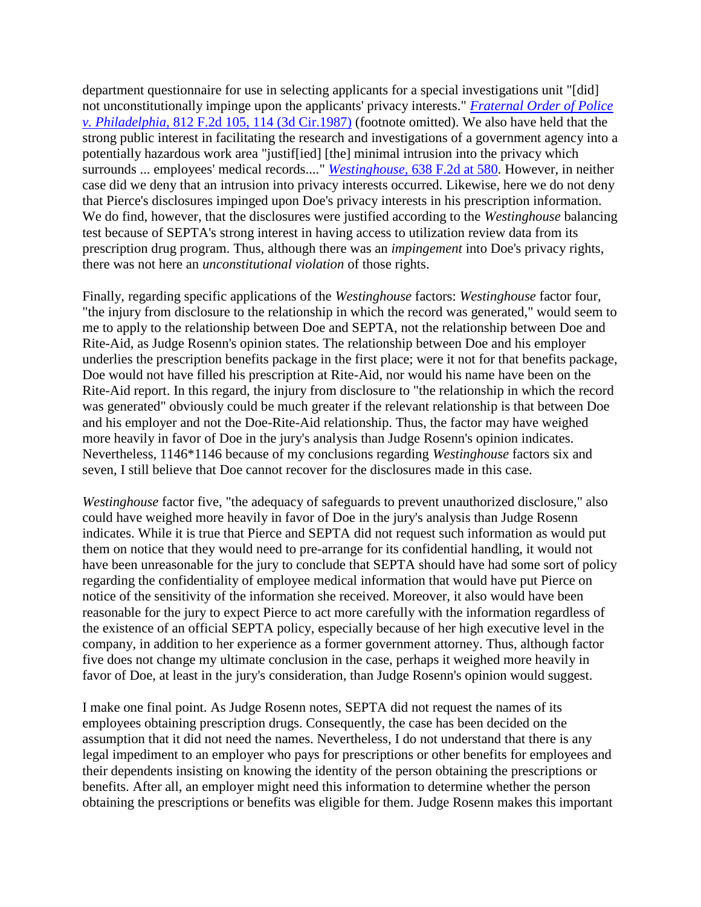department questionnaire for use in selecting applicants for a special investigations unit "[did] not unconstitutionally impinge upon the applicants' privacy interests." *Fraternal Order of Police v. Philadelphia,* 812 F.2d 105, 114 (3d Cir.1987) (footnote omitted). We also have held that the strong public interest in facilitating the research and investigations of a government agency into a potentially hazardous work area "justif[ied] [the] minimal intrusion into the privacy which surrounds ... employees' medical records...." *Westinghouse,* 638 F.2d at 580. However, in neither case did we deny that an intrusion into privacy interests occurred. Likewise, here we do not deny that Pierce's disclosures impinged upon Doe's privacy interests in his prescription information. We do find, however, that the disclosures were justified according to the *Westinghouse* balancing test because of SEPTA's strong interest in having access to utilization review data from its prescription drug program. Thus, although there was an *impingement* into Doe's privacy rights, there was not here an *unconstitutional violation* of those rights.

Finally, regarding specific applications of the *Westinghouse* factors: *Westinghouse* factor four, "the injury from disclosure to the relationship in which the record was generated," would seem to me to apply to the relationship between Doe and SEPTA, not the relationship between Doe and Rite-Aid, as Judge Rosenn's opinion states. The relationship between Doe and his employer underlies the prescription benefits package in the first place; were it not for that benefits package, Doe would not have filled his prescription at Rite-Aid, nor would his name have been on the Rite-Aid report. In this regard, the injury from disclosure to "the relationship in which the record was generated" obviously could be much greater if the relevant relationship is that between Doe and his employer and not the Doe-Rite-Aid relationship. Thus, the factor may have weighed more heavily in favor of Doe in the jury's analysis than Judge Rosenn's opinion indicates. Nevertheless, 1146*1146 because of my conclusions regarding *Westinghouse* factors six and seven, I still believe that Doe cannot recover for the disclosures made in this case.

*Westinghouse* factor five, "the adequacy of safeguards to prevent unauthorized disclosure," also could have weighed more heavily in favor of Doe in the jury's analysis than Judge Rosenn indicates. While it is true that Pierce and SEPTA did not request such information as would put them on notice that they would need to pre-arrange for its confidential handling, it would not have been unreasonable for the jury to conclude that SEPTA should have had some sort of policy regarding the confidentiality of employee medical information that would have put Pierce on notice of the sensitivity of the information she received. Moreover, it also would have been reasonable for the jury to expect Pierce to act more carefully with the information regardless of the existence of an official SEPTA policy, especially because of her high executive level in the company, in addition to her experience as a former government attorney. Thus, although factor five does not change my ultimate conclusion in the case, perhaps it weighed more heavily in favor of Doe, at least in the jury's consideration, than Judge Rosenn's opinion would suggest.

I make one final point. As Judge Rosenn notes, SEPTA did not request the names of its employees obtaining prescription drugs. Consequently, the case has been decided on the assumption that it did not need the names. Nevertheless, I do not understand that there is any legal impediment to an employer who pays for prescriptions or other benefits for employees and their dependents insisting on knowing the identity of the person obtaining the prescriptions or benefits. After all, an employer might need this information to determine whether the person obtaining the prescriptions or benefits was eligible for them. Judge Rosenn makes this important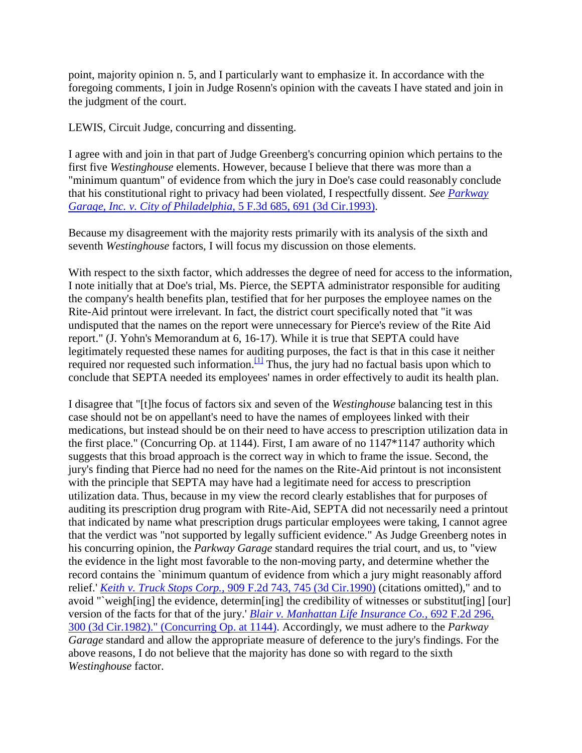point, majority opinion n. 5, and I particularly want to emphasize it. In accordance with the foregoing comments, I join in Judge Rosenn's opinion with the caveats I have stated and join in the judgment of the court.

LEWIS, Circuit Judge, concurring and dissenting.

I agree with and join in that part of Judge Greenberg's concurring opinion which pertains to the first five *Westinghouse* elements. However, because I believe that there was more than a "minimum quantum" of evidence from which the jury in Doe's case could reasonably conclude that his constitutional right to privacy had been violated, I respectfully dissent. *See Parkway Garage, Inc. v. City of Philadelphia,* 5 F.3d 685, 691 (3d Cir.1993).

Because my disagreement with the majority rests primarily with its analysis of the sixth and seventh *Westinghouse* factors, I will focus my discussion on those elements.

With respect to the sixth factor, which addresses the degree of need for access to the information, I note initially that at Doe's trial, Ms. Pierce, the SEPTA administrator responsible for auditing the company's health benefits plan, testified that for her purposes the employee names on the Rite-Aid printout were irrelevant. In fact, the district court specifically noted that "it was undisputed that the names on the report were unnecessary for Pierce's review of the Rite Aid report." (J. Yohn's Memorandum at 6, 16-17). While it is true that SEPTA could have legitimately requested these names for auditing purposes, the fact is that in this case it neither required nor requested such information.[1] Thus, the jury had no factual basis upon which to conclude that SEPTA needed its employees' names in order effectively to audit its health plan.

I disagree that "[t]he focus of factors six and seven of the *Westinghouse* balancing test in this case should not be on appellant's need to have the names of employees linked with their medications, but instead should be on their need to have access to prescription utilization data in the first place." (Concurring Op. at 1144). First, I am aware of no 1147*1147 authority which suggests that this broad approach is the correct way in which to frame the issue. Second, the jury's finding that Pierce had no need for the names on the Rite-Aid printout is not inconsistent with the principle that SEPTA may have had a legitimate need for access to prescription utilization data. Thus, because in my view the record clearly establishes that for purposes of auditing its prescription drug program with Rite-Aid, SEPTA did not necessarily need a printout that indicated by name what prescription drugs particular employees were taking, I cannot agree that the verdict was "not supported by legally sufficient evidence." As Judge Greenberg notes in his concurring opinion, the *Parkway Garage* standard requires the trial court, and us, to "view the evidence in the light most favorable to the non-moving party, and determine whether the record contains the `minimum quantum of evidence from which a jury might reasonably afford relief.' *Keith v. Truck Stops Corp.,* 909 F.2d 743, 745 (3d Cir.1990) (citations omitted)," and to avoid "`weigh[ing] the evidence, determin[ing] the credibility of witnesses or substitut[ing] [our] version of the facts for that of the jury.' *Blair v. Manhattan Life Insurance Co.,* 692 F.2d 296, 300 (3d Cir.1982)." (Concurring Op. at 1144). Accordingly, we must adhere to the *Parkway Garage* standard and allow the appropriate measure of deference to the jury's findings. For the above reasons, I do not believe that the majority has done so with regard to the sixth *Westinghouse* factor.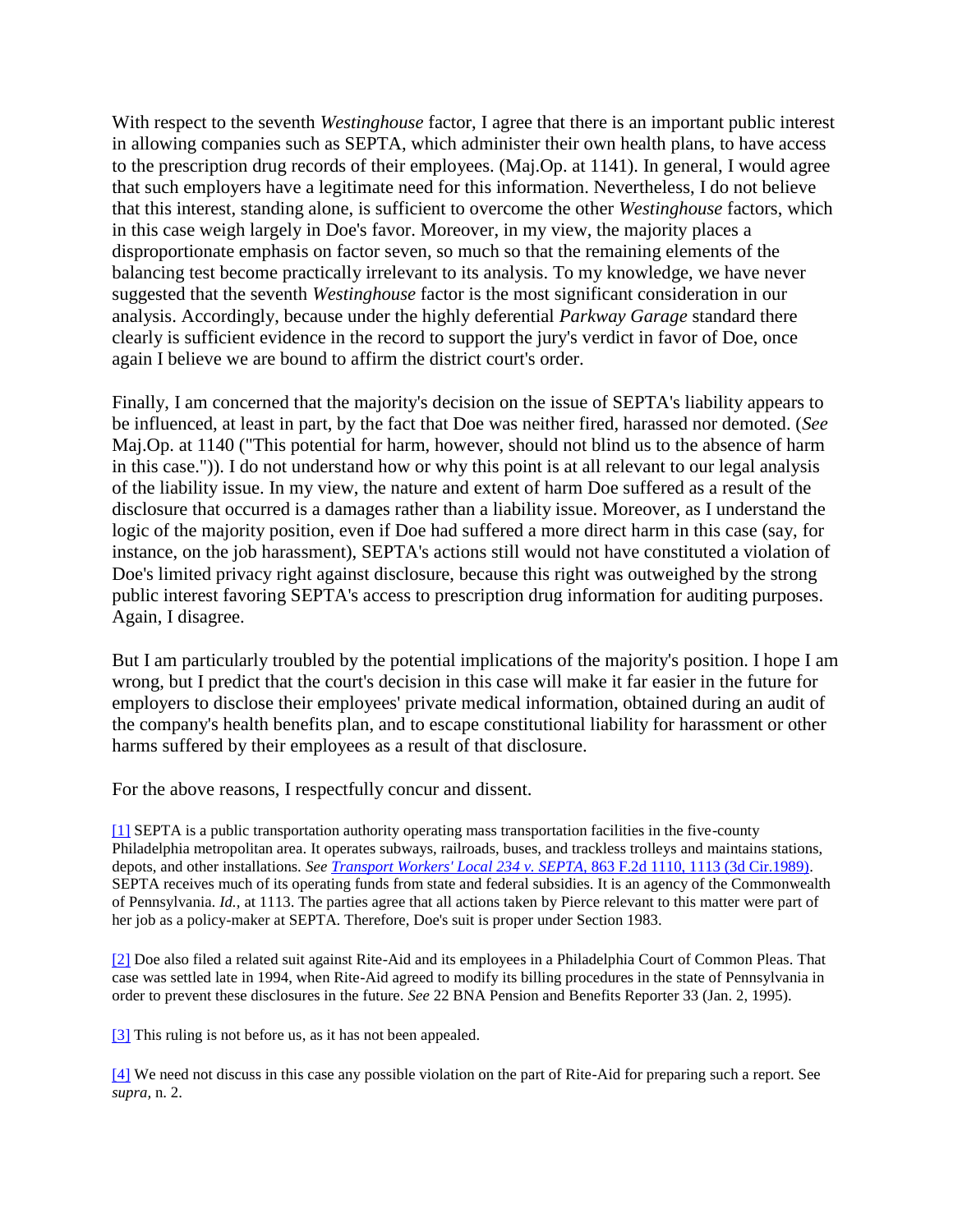With respect to the seventh *Westinghouse* factor, I agree that there is an important public interest in allowing companies such as SEPTA, which administer their own health plans, to have access to the prescription drug records of their employees. (Maj.Op. at 1141). In general, I would agree that such employers have a legitimate need for this information. Nevertheless, I do not believe that this interest, standing alone, is sufficient to overcome the other *Westinghouse* factors, which in this case weigh largely in Doe's favor. Moreover, in my view, the majority places a disproportionate emphasis on factor seven, so much so that the remaining elements of the balancing test become practically irrelevant to its analysis. To my knowledge, we have never suggested that the seventh *Westinghouse* factor is the most significant consideration in our analysis. Accordingly, because under the highly deferential *Parkway Garage* standard there clearly is sufficient evidence in the record to support the jury's verdict in favor of Doe, once again I believe we are bound to affirm the district court's order.

Finally, I am concerned that the majority's decision on the issue of SEPTA's liability appears to be influenced, at least in part, by the fact that Doe was neither fired, harassed nor demoted. (*See* Maj.Op. at 1140 ("This potential for harm, however, should not blind us to the absence of harm in this case.")). I do not understand how or why this point is at all relevant to our legal analysis of the liability issue. In my view, the nature and extent of harm Doe suffered as a result of the disclosure that occurred is a damages rather than a liability issue. Moreover, as I understand the logic of the majority position, even if Doe had suffered a more direct harm in this case (say, for instance, on the job harassment), SEPTA's actions still would not have constituted a violation of Doe's limited privacy right against disclosure, because this right was outweighed by the strong public interest favoring SEPTA's access to prescription drug information for auditing purposes. Again, I disagree.

But I am particularly troubled by the potential implications of the majority's position. I hope I am wrong, but I predict that the court's decision in this case will make it far easier in the future for employers to disclose their employees' private medical information, obtained during an audit of the company's health benefits plan, and to escape constitutional liability for harassment or other harms suffered by their employees as a result of that disclosure.

For the above reasons, I respectfully concur and dissent.

[1] SEPTA is a public transportation authority operating mass transportation facilities in the five-county Philadelphia metropolitan area. It operates subways, railroads, buses, and trackless trolleys and maintains stations, depots, and other installations. *See Transport Workers' Local 234 v. SEPTA*, 863 F.2d 1110, 1113 (3d Cir.1989). SEPTA receives much of its operating funds from state and federal subsidies. It is an agency of the Commonwealth of Pennsylvania. *Id.*, at 1113. The parties agree that all actions taken by Pierce relevant to this matter were part of her job as a policy-maker at SEPTA. Therefore, Doe's suit is proper under Section 1983.

[2] Doe also filed a related suit against Rite-Aid and its employees in a Philadelphia Court of Common Pleas. That case was settled late in 1994, when Rite-Aid agreed to modify its billing procedures in the state of Pennsylvania in order to prevent these disclosures in the future. *See* 22 BNA Pension and Benefits Reporter 33 (Jan. 2, 1995).

[3] This ruling is not before us, as it has not been appealed.

[4] We need not discuss in this case any possible violation on the part of Rite-Aid for preparing such a report. See *supra*, n. 2.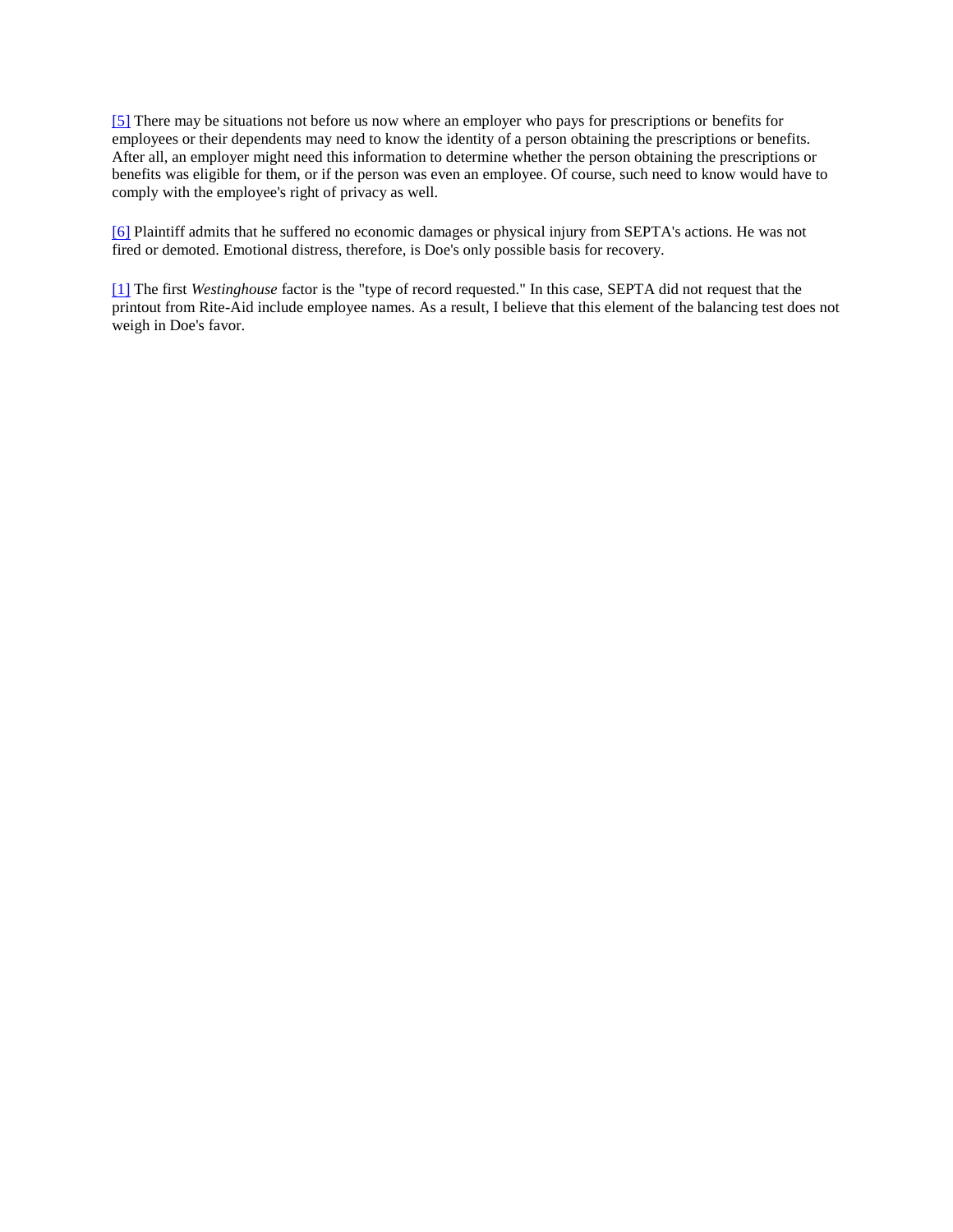[5] There may be situations not before us now where an employer who pays for prescriptions or benefits for employees or their dependents may need to know the identity of a person obtaining the prescriptions or benefits. After all, an employer might need this information to determine whether the person obtaining the prescriptions or benefits was eligible for them, or if the person was even an employee. Of course, such need to know would have to comply with the employee's right of privacy as well.

[6] Plaintiff admits that he suffered no economic damages or physical injury from SEPTA's actions. He was not fired or demoted. Emotional distress, therefore, is Doe's only possible basis for recovery.

[1] The first *Westinghouse* factor is the "type of record requested." In this case, SEPTA did not request that the printout from Rite-Aid include employee names. As a result, I believe that this element of the balancing test does not weigh in Doe's favor.